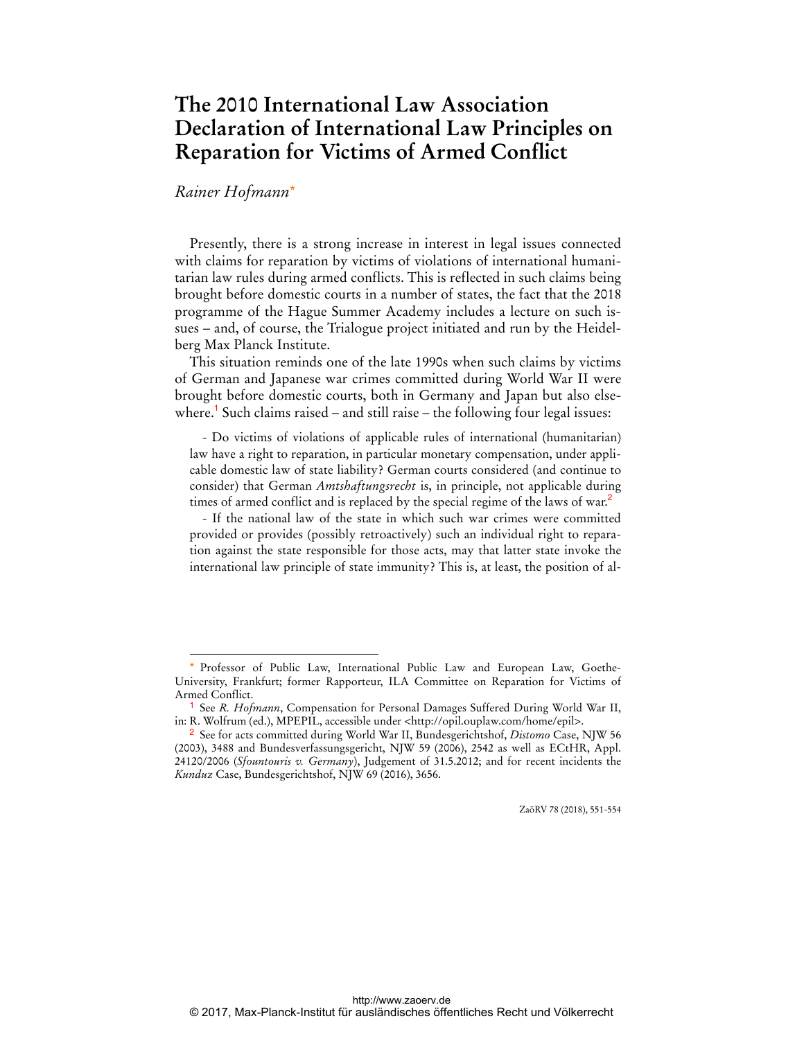# The 2010 International Law Association Declaration of International Law Principles on Reparation for Victims of Armed Conflict

*Rainer Hofmann*[*]

Presently, there is a strong increase in interest in legal issues connected with claims for reparation by victims of violations of international humanitarian law rules during armed conflicts. This is reflected in such claims being brought before domestic courts in a number of states, the fact that the 2018 programme of the Hague Summer Academy includes a lecture on such issues – and, of course, the Trialogue project initiated and run by the Heidelberg Max Planck Institute.

This situation reminds one of the late 1990s when such claims by victims of German and Japanese war crimes committed during World War II were brought before domestic courts, both in Germany and Japan but also elsewhere.[1] Such claims raised – and still raise – the following four legal issues:

- Do victims of violations of applicable rules of international (humanitarian) law have a right to reparation, in particular monetary compensation, under applicable domestic law of state liability? German courts considered (and continue to consider) that German *Amtshaftungsrecht* is, in principle, not applicable during times of armed conflict and is replaced by the special regime of the laws of war.[2]

- If the national law of the state in which such war crimes were committed provided or provides (possibly retroactively) such an individual right to reparation against the state responsible for those acts, may that latter state invoke the international law principle of state immunity? This is, at least, the position of al-

---

[*] Professor of Public Law, International Public Law and European Law, Goethe-University, Frankfurt; former Rapporteur, ILA Committee on Reparation for Victims of Armed Conflict.

[1] See *R. Hofmann*, Compensation for Personal Damages Suffered During World War II, in: R. Wolfrum (ed.), MPEPIL, accessible under <http://opil.ouplaw.com/home/epil>.

[2] See for acts committed during World War II, Bundesgerichtshof, *Distomo* Case, NJW 56 (2003), 3488 and Bundesverfassungsgericht, NJW 59 (2006), 2542 as well as ECtHR, Appl. 24120/2006 (*Sfountouris v. Germany*), Judgement of 31.5.2012; and for recent incidents the *Kunduz* Case, Bundesgerichtshof, NJW 69 (2016), 3656.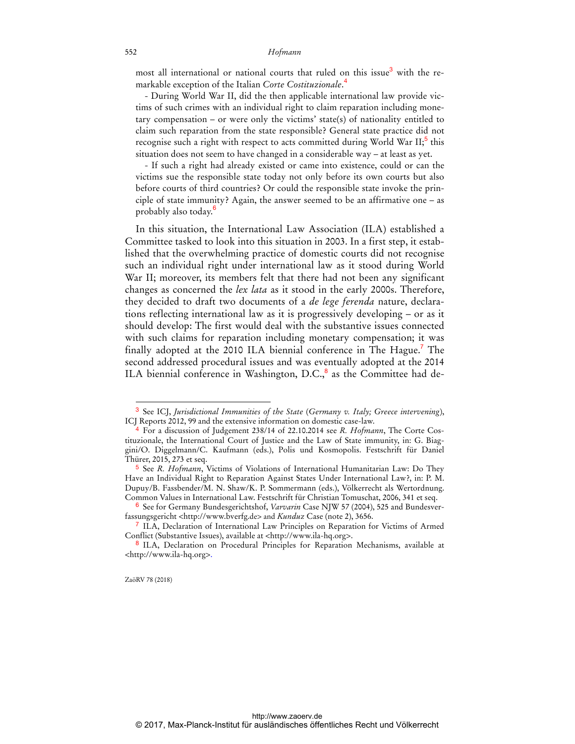most all international or national courts that ruled on this issue[3] with the remarkable exception of the Italian *Corte Costituzionale*.[4]

- During World War II, did the then applicable international law provide victims of such crimes with an individual right to claim reparation including monetary compensation – or were only the victims' state(s) of nationality entitled to claim such reparation from the state responsible? General state practice did not recognise such a right with respect to acts committed during World War II;[5] this situation does not seem to have changed in a considerable way – at least as yet.

- If such a right had already existed or came into existence, could or can the victims sue the responsible state today not only before its own courts but also before courts of third countries? Or could the responsible state invoke the principle of state immunity? Again, the answer seemed to be an affirmative one – as probably also today.[6]

In this situation, the International Law Association (ILA) established a Committee tasked to look into this situation in 2003. In a first step, it established that the overwhelming practice of domestic courts did not recognise such an individual right under international law as it stood during World War II; moreover, its members felt that there had not been any significant changes as concerned the *lex lata* as it stood in the early 2000s. Therefore, they decided to draft two documents of a *de lege ferenda* nature, declarations reflecting international law as it is progressively developing – or as it should develop: The first would deal with the substantive issues connected with such claims for reparation including monetary compensation; it was finally adopted at the 2010 ILA biennial conference in The Hague.[7] The second addressed procedural issues and was eventually adopted at the 2014 ILA biennial conference in Washington, D.C.,[8] as the Committee had de-

---

[3] See ICJ, *Jurisdictional Immunities of the State* (*Germany v. Italy; Greece intervening*), ICJ Reports 2012, 99 and the extensive information on domestic case-law.

[4] For a discussion of Judgement 238/14 of 22.10.2014 see *R. Hofmann*, The Corte Costituzionale, the International Court of Justice and the Law of State immunity, in: G. Biaggini/O. Diggelmann/C. Kaufmann (eds.), Polis und Kosmopolis. Festschrift für Daniel Thürer, 2015, 273 et seq.

[5] See *R. Hofmann*, Victims of Violations of International Humanitarian Law: Do They Have an Individual Right to Reparation Against States Under International Law?, in: P. M. Dupuy/B. Fassbender/M. N. Shaw/K. P. Sommermann (eds.), Völkerrecht als Wertordnung. Common Values in International Law. Festschrift für Christian Tomuschat, 2006, 341 et seq.

[6] See for Germany Bundesgerichtshof, *Varvarin* Case NJW 57 (2004), 525 and Bundesverfassungsgericht <http://www.bverfg.de> and *Kunduz* Case (note 2), 3656.

[7] ILA, Declaration of International Law Principles on Reparation for Victims of Armed Conflict (Substantive Issues), available at <http://www.ila-hq.org>.

[8] ILA, Declaration on Procedural Principles for Reparation Mechanisms, available at <http://www.ila-hq.org>.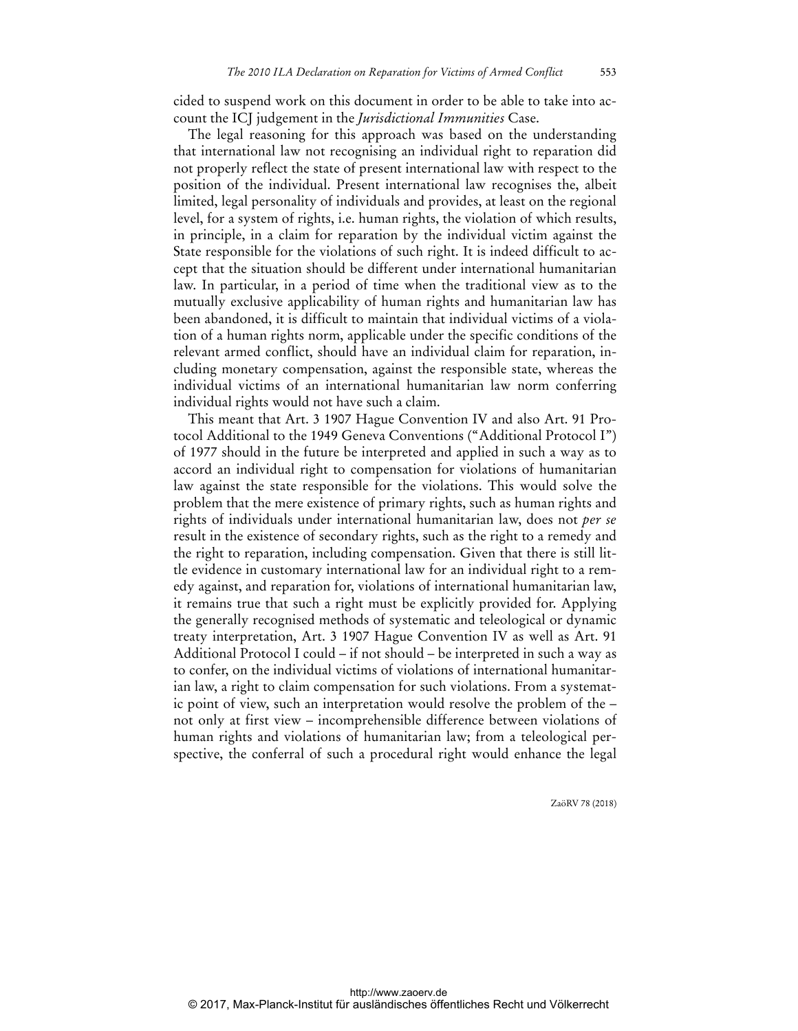cided to suspend work on this document in order to be able to take into account the ICJ judgement in the *Jurisdictional Immunities* Case.

The legal reasoning for this approach was based on the understanding that international law not recognising an individual right to reparation did not properly reflect the state of present international law with respect to the position of the individual. Present international law recognises the, albeit limited, legal personality of individuals and provides, at least on the regional level, for a system of rights, i.e. human rights, the violation of which results, in principle, in a claim for reparation by the individual victim against the State responsible for the violations of such right. It is indeed difficult to accept that the situation should be different under international humanitarian law. In particular, in a period of time when the traditional view as to the mutually exclusive applicability of human rights and humanitarian law has been abandoned, it is difficult to maintain that individual victims of a violation of a human rights norm, applicable under the specific conditions of the relevant armed conflict, should have an individual claim for reparation, including monetary compensation, against the responsible state, whereas the individual victims of an international humanitarian law norm conferring individual rights would not have such a claim.

This meant that Art. 3 1907 Hague Convention IV and also Art. 91 Protocol Additional to the 1949 Geneva Conventions ("Additional Protocol I") of 1977 should in the future be interpreted and applied in such a way as to accord an individual right to compensation for violations of humanitarian law against the state responsible for the violations. This would solve the problem that the mere existence of primary rights, such as human rights and rights of individuals under international humanitarian law, does not *per se* result in the existence of secondary rights, such as the right to a remedy and the right to reparation, including compensation. Given that there is still little evidence in customary international law for an individual right to a remedy against, and reparation for, violations of international humanitarian law, it remains true that such a right must be explicitly provided for. Applying the generally recognised methods of systematic and teleological or dynamic treaty interpretation, Art. 3 1907 Hague Convention IV as well as Art. 91 Additional Protocol I could – if not should – be interpreted in such a way as to confer, on the individual victims of violations of international humanitarian law, a right to claim compensation for such violations. From a systematic point of view, such an interpretation would resolve the problem of the – not only at first view – incomprehensible difference between violations of human rights and violations of humanitarian law; from a teleological perspective, the conferral of such a procedural right would enhance the legal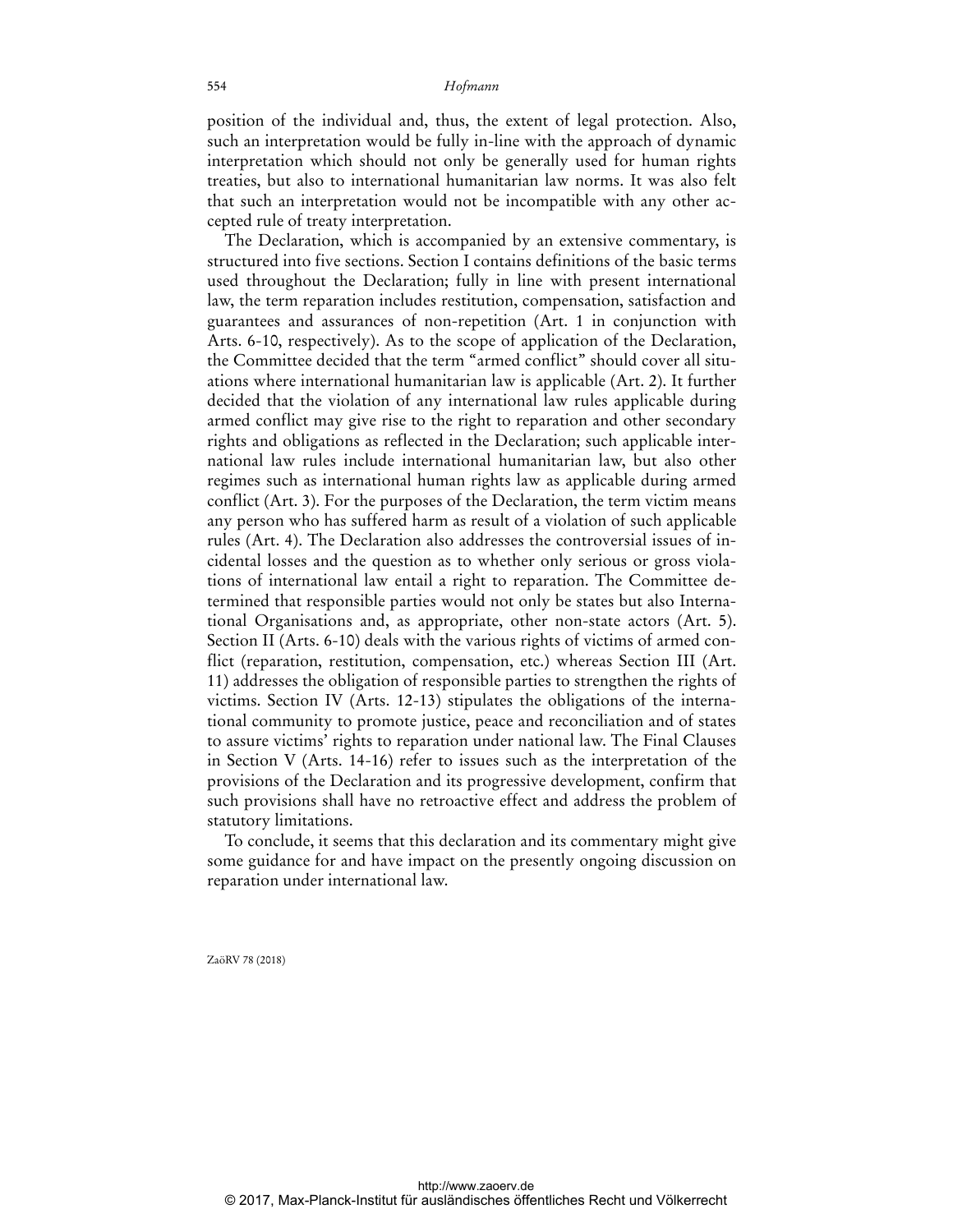position of the individual and, thus, the extent of legal protection. Also, such an interpretation would be fully in-line with the approach of dynamic interpretation which should not only be generally used for human rights treaties, but also to international humanitarian law norms. It was also felt that such an interpretation would not be incompatible with any other accepted rule of treaty interpretation.

The Declaration, which is accompanied by an extensive commentary, is structured into five sections. Section I contains definitions of the basic terms used throughout the Declaration; fully in line with present international law, the term reparation includes restitution, compensation, satisfaction and guarantees and assurances of non-repetition (Art. 1 in conjunction with Arts. 6-10, respectively). As to the scope of application of the Declaration, the Committee decided that the term "armed conflict" should cover all situations where international humanitarian law is applicable (Art. 2). It further decided that the violation of any international law rules applicable during armed conflict may give rise to the right to reparation and other secondary rights and obligations as reflected in the Declaration; such applicable international law rules include international humanitarian law, but also other regimes such as international human rights law as applicable during armed conflict (Art. 3). For the purposes of the Declaration, the term victim means any person who has suffered harm as result of a violation of such applicable rules (Art. 4). The Declaration also addresses the controversial issues of incidental losses and the question as to whether only serious or gross violations of international law entail a right to reparation. The Committee determined that responsible parties would not only be states but also International Organisations and, as appropriate, other non-state actors (Art. 5). Section II (Arts. 6-10) deals with the various rights of victims of armed conflict (reparation, restitution, compensation, etc.) whereas Section III (Art. 11) addresses the obligation of responsible parties to strengthen the rights of victims. Section IV (Arts. 12-13) stipulates the obligations of the international community to promote justice, peace and reconciliation and of states to assure victims' rights to reparation under national law. The Final Clauses in Section V (Arts. 14-16) refer to issues such as the interpretation of the provisions of the Declaration and its progressive development, confirm that such provisions shall have no retroactive effect and address the problem of statutory limitations.

To conclude, it seems that this declaration and its commentary might give some guidance for and have impact on the presently ongoing discussion on reparation under international law.